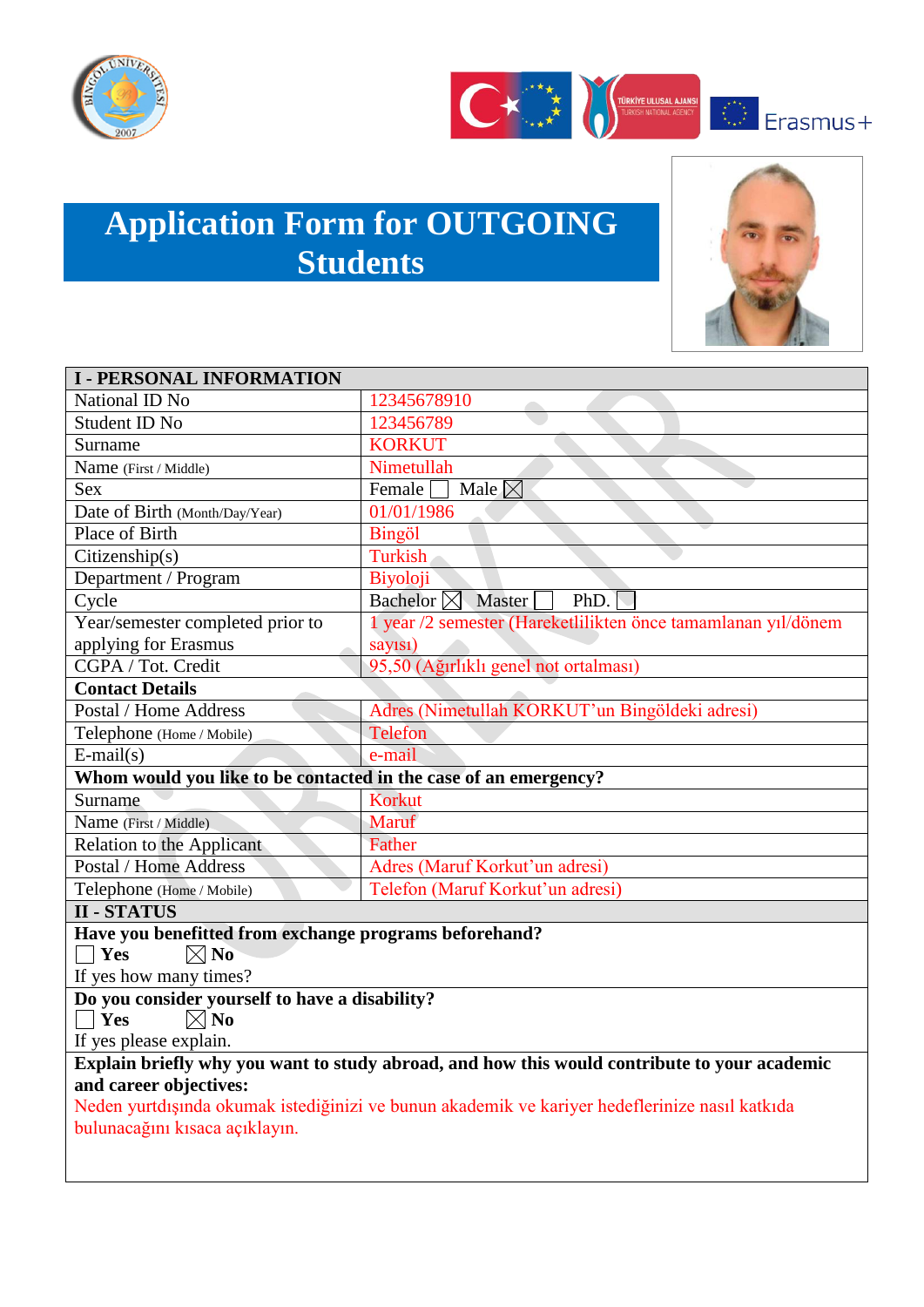# Application Form for OUTGOING Students

| I - PERSONAL INFORMATION | |
|---|---|
| National ID No | 12345678910 |
| Student ID No | 123456789 |
| Surname | KORKUT |
| Name (First / Middle) | Nimetullah |
| Sex | Female ☐ Male ☒ |
| Date of Birth (Month/Day/Year) | 01/01/1986 |
| Place of Birth | Bingöl |
| Citizenship(s) | Turkish |
| Department / Program | Biyoloji |
| Cycle | Bachelor ☒ Master ☐ PhD. ☐ |
| Year/semester completed prior to applying for Erasmus | 1 year /2 semester (Hareketlilikten önce tamamlanan yıl/dönem sayısı) |
| CGPA / Tot. Credit | 95,50 (Ağırlıklı genel not ortalması) |
| **Contact Details** | |
| Postal / Home Address | Adres (Nimetullah KORKUT'un Bingöldeki adresi) |
| Telephone (Home / Mobile) | Telefon |
| E-mail(s) | e-mail |
| **Whom would you like to be contacted in the case of an emergency?** | |
| Surname | Korkut |
| Name (First / Middle) | Maruf |
| Relation to the Applicant | Father |
| Postal / Home Address | Adres (Maruf Korkut'un adresi) |
| Telephone (Home / Mobile) | Telefon (Maruf Korkut'un adresi) |

## II - STATUS

**Have you benefitted from exchange programs beforehand?**

☐ **Yes** ☒ **No**

If yes how many times?

**Do you consider yourself to have a disability?**

☐ **Yes** ☒ **No**

If yes please explain.

**Explain briefly why you want to study abroad, and how this would contribute to your academic and career objectives:**

Neden yurtdışında okumak istediğinizi ve bunun akademik ve kariyer hedeflerinize nasıl katkıda bulunacağını kısaca açıklayın.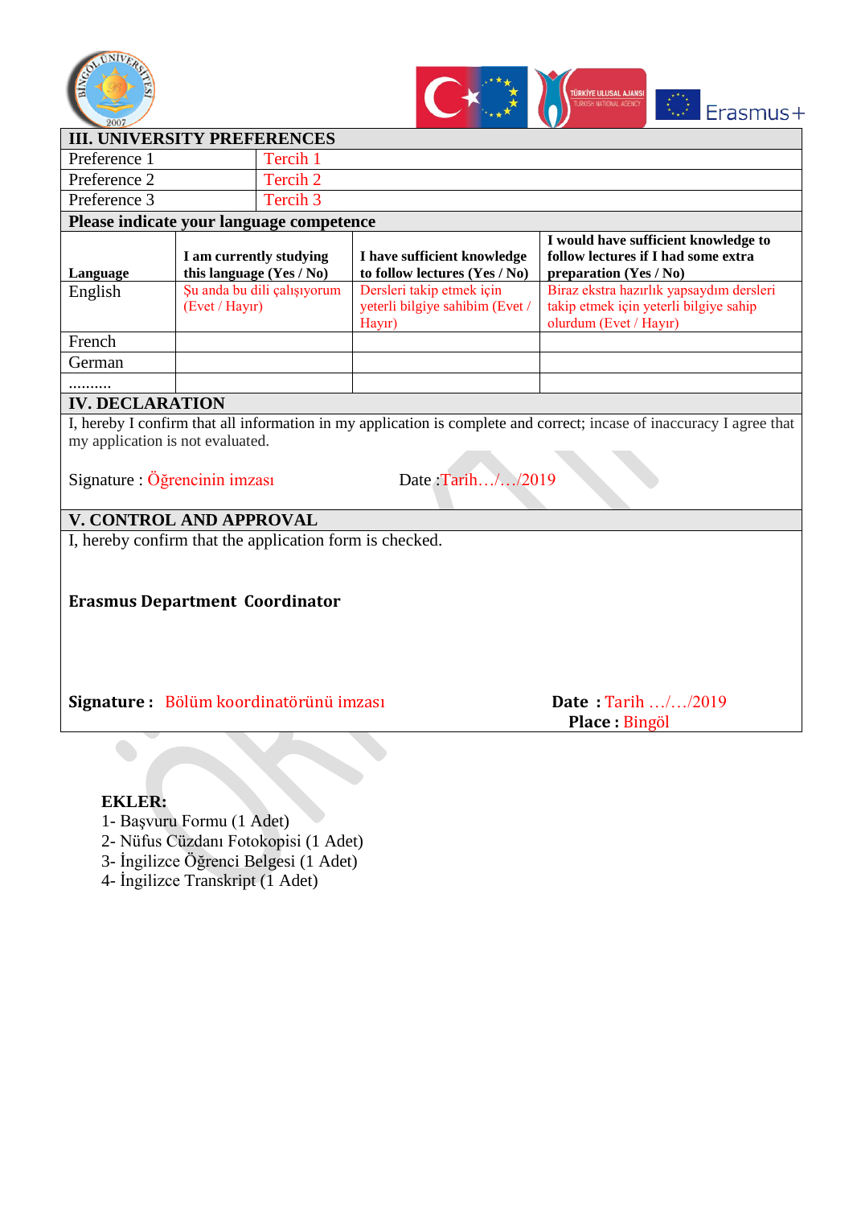## III. UNIVERSITY PREFERENCES

| | |
|---|---|
| Preference 1 | Tercih 1 |
| Preference 2 | Tercih 2 |
| Preference 3 | Tercih 3 |

**Please indicate your language competence**

| Language | I am currently studying this language (Yes / No) | I have sufficient knowledge to follow lectures (Yes / No) | I would have sufficient knowledge to follow lectures if I had some extra preparation (Yes / No) |
|---|---|---|---|
| English | Şu anda bu dili çalışıyorum (Evet / Hayır) | Dersleri takip etmek için yeterli bilgiye sahibim (Evet / Hayır) | Biraz ekstra hazırlık yapsaydım dersleri takip etmek için yeterli bilgiye sahip olurdum (Evet / Hayır) |
| French | | | |
| German | | | |
| .......... | | | |

## IV. DECLARATION

I, hereby I confirm that all information in my application is complete and correct; incase of inaccuracy I agree that my application is not evaluated.

Signature : Öğrencinin imzası

Date :Tarih…/…./2019

## V. CONTROL AND APPROVAL

I, hereby confirm that the application form is checked.

**Erasmus Department Coordinator**

**Signature :** Bölüm koordinatörünü imzası

**Date :** Tarih …/…/2019

**Place :** Bingöl

**EKLER:**

1- Başvuru Formu (1 Adet)
2- Nüfus Cüzdanı Fotokopisi (1 Adet)
3- İngilizce Öğrenci Belgesi (1 Adet)
4- İngilizce Transkript (1 Adet)